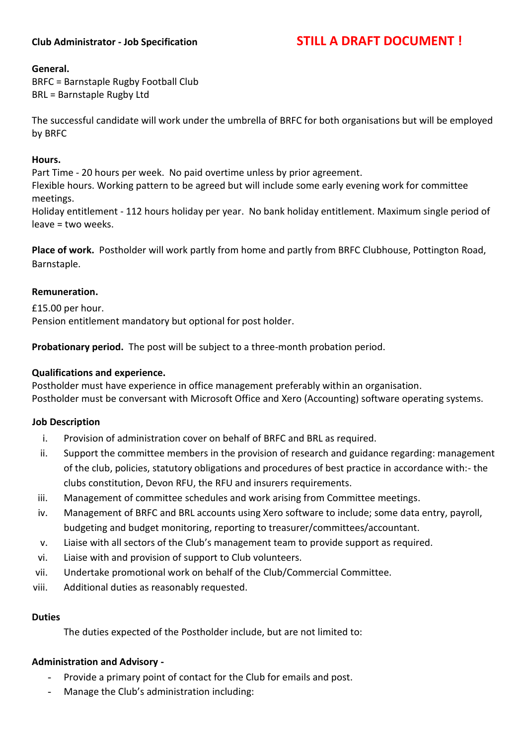**Club Administrator - Job Specification** **STILL A DRAFT DOCUMENT !**

**General.**
BRFC = Barnstaple Rugby Football Club
BRL = Barnstaple Rugby Ltd

The successful candidate will work under the umbrella of BRFC for both organisations but will be employed by BRFC

**Hours.**
Part Time - 20 hours per week. No paid overtime unless by prior agreement.
Flexible hours. Working pattern to be agreed but will include some early evening work for committee meetings.
Holiday entitlement - 112 hours holiday per year. No bank holiday entitlement. Maximum single period of leave = two weeks.

**Place of work.** Postholder will work partly from home and partly from BRFC Clubhouse, Pottington Road, Barnstaple.

**Remuneration.**

£15.00 per hour.
Pension entitlement mandatory but optional for post holder.

**Probationary period.** The post will be subject to a three-month probation period.

**Qualifications and experience.**
Postholder must have experience in office management preferably within an organisation.
Postholder must be conversant with Microsoft Office and Xero (Accounting) software operating systems.

**Job Description**

- i. Provision of administration cover on behalf of BRFC and BRL as required.
- ii. Support the committee members in the provision of research and guidance regarding: management of the club, policies, statutory obligations and procedures of best practice in accordance with:- the clubs constitution, Devon RFU, the RFU and insurers requirements.
- iii. Management of committee schedules and work arising from Committee meetings.
- iv. Management of BRFC and BRL accounts using Xero software to include; some data entry, payroll, budgeting and budget monitoring, reporting to treasurer/committees/accountant.
- v. Liaise with all sectors of the Club's management team to provide support as required.
- vi. Liaise with and provision of support to Club volunteers.
- vii. Undertake promotional work on behalf of the Club/Commercial Committee.
- viii. Additional duties as reasonably requested.

**Duties**

The duties expected of the Postholder include, but are not limited to:

**Administration and Advisory -**

- Provide a primary point of contact for the Club for emails and post.
- Manage the Club's administration including: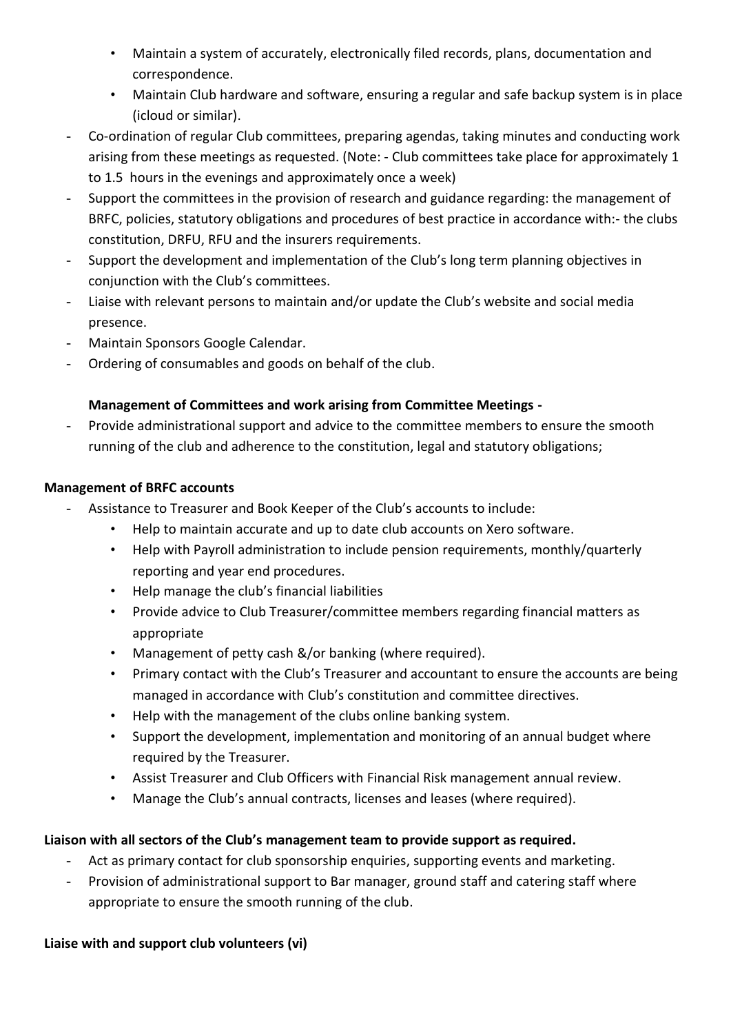- Maintain a system of accurately, electronically filed records, plans, documentation and correspondence.
    - Maintain Club hardware and software, ensuring a regular and safe backup system is in place (icloud or similar).
- Co-ordination of regular Club committees, preparing agendas, taking minutes and conducting work arising from these meetings as requested. (Note: - Club committees take place for approximately 1 to 1.5 hours in the evenings and approximately once a week)
- Support the committees in the provision of research and guidance regarding: the management of BRFC, policies, statutory obligations and procedures of best practice in accordance with:- the clubs constitution, DRFU, RFU and the insurers requirements.
- Support the development and implementation of the Club's long term planning objectives in conjunction with the Club's committees.
- Liaise with relevant persons to maintain and/or update the Club's website and social media presence.
- Maintain Sponsors Google Calendar.
- Ordering of consumables and goods on behalf of the club.

**Management of Committees and work arising from Committee Meetings -**

- Provide administrational support and advice to the committee members to ensure the smooth running of the club and adherence to the constitution, legal and statutory obligations;

**Management of BRFC accounts**

- Assistance to Treasurer and Book Keeper of the Club's accounts to include:
    - Help to maintain accurate and up to date club accounts on Xero software.
    - Help with Payroll administration to include pension requirements, monthly/quarterly reporting and year end procedures.
    - Help manage the club's financial liabilities
    - Provide advice to Club Treasurer/committee members regarding financial matters as appropriate
    - Management of petty cash &/or banking (where required).
    - Primary contact with the Club's Treasurer and accountant to ensure the accounts are being managed in accordance with Club's constitution and committee directives.
    - Help with the management of the clubs online banking system.
    - Support the development, implementation and monitoring of an annual budget where required by the Treasurer.
    - Assist Treasurer and Club Officers with Financial Risk management annual review.
    - Manage the Club's annual contracts, licenses and leases (where required).

**Liaison with all sectors of the Club's management team to provide support as required.**

- Act as primary contact for club sponsorship enquiries, supporting events and marketing.
- Provision of administrational support to Bar manager, ground staff and catering staff where appropriate to ensure the smooth running of the club.

**Liaise with and support club volunteers (vi)**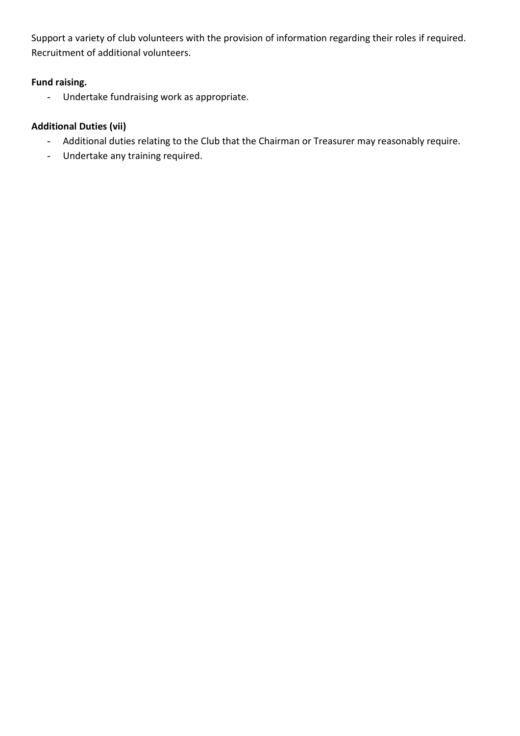Support a variety of club volunteers with the provision of information regarding their roles if required.
Recruitment of additional volunteers.

**Fund raising.**

- Undertake fundraising work as appropriate.

**Additional Duties (vii)**

- Additional duties relating to the Club that the Chairman or Treasurer may reasonably require.
- Undertake any training required.